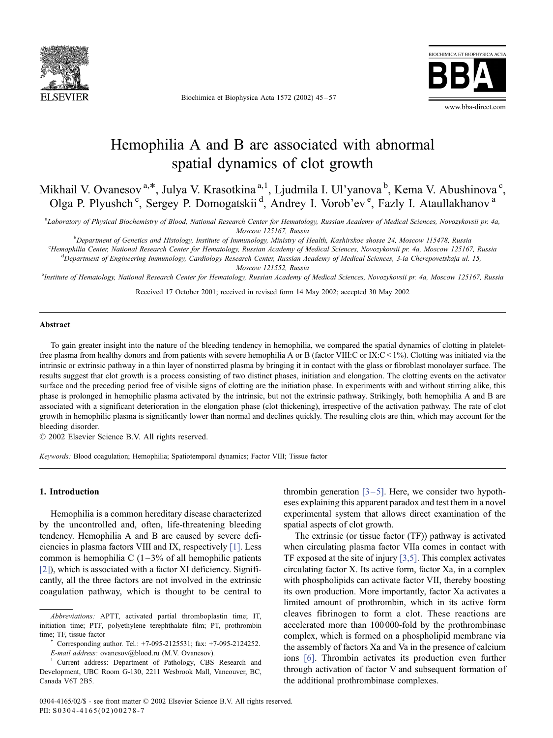# Hemophilia A and B are associated with abnormal spatial dynamics of clot growth

Mikhail V. Ovanesov [a,*], Julya V. Krasotkina [a,1], Ljudmila I. Ul'yanova [b], Kema V. Abushinova [c], Olga P. Plyushch [c], Sergey P. Domogatskii [d], Andrey I. Vorob'ev [e], Fazly I. Ataullakhanov [a]

[a] Laboratory of Physical Biochemistry of Blood, National Research Center for Hematology, Russian Academy of Medical Sciences, Novozykovsii pr. 4a, Moscow 125167, Russia

[b] Department of Genetics and Histology, Institute of Immunology, Ministry of Health, Kashirskoe shosse 24, Moscow 115478, Russia

[c] Hemophilia Center, National Research Center for Hematology, Russian Academy of Medical Sciences, Novozykovsii pr. 4a, Moscow 125167, Russia

[d] Department of Engineering Immunology, Cardiology Research Center, Russian Academy of Medical Sciences, 3-ia Cherepovetskaja ul. 15, Moscow 121552, Russia

[e] Institute of Hematology, National Research Center for Hematology, Russian Academy of Medical Sciences, Novozykovsii pr. 4a, Moscow 125167, Russia

Received 17 October 2001; received in revised form 14 May 2002; accepted 30 May 2002

## Abstract

To gain greater insight into the nature of the bleeding tendency in hemophilia, we compared the spatial dynamics of clotting in platelet-free plasma from healthy donors and from patients with severe hemophilia A or B (factor VIII:C or IX:C < 1%). Clotting was initiated via the intrinsic or extrinsic pathway in a thin layer of nonstirred plasma by bringing it in contact with the glass or fibroblast monolayer surface. The results suggest that clot growth is a process consisting of two distinct phases, initiation and elongation. The clotting events on the activator surface and the preceding period free of visible signs of clotting are the initiation phase. In experiments with and without stirring alike, this phase is prolonged in hemophilic plasma activated by the intrinsic, but not the extrinsic pathway. Strikingly, both hemophilia A and B are associated with a significant deterioration in the elongation phase (clot thickening), irrespective of the activation pathway. The rate of clot growth in hemophilic plasma is significantly lower than normal and declines quickly. The resulting clots are thin, which may account for the bleeding disorder.

© 2002 Elsevier Science B.V. All rights reserved.

*Keywords:* Blood coagulation; Hemophilia; Spatiotemporal dynamics; Factor VIII; Tissue factor

## 1. Introduction

Hemophilia is a common hereditary disease characterized by the uncontrolled and, often, life-threatening bleeding tendency. Hemophilia A and B are caused by severe deficiencies in plasma factors VIII and IX, respectively [1]. Less common is hemophilia C (1–3% of all hemophilic patients [2]), which is associated with a factor XI deficiency. Significantly, all the three factors are not involved in the extrinsic coagulation pathway, which is thought to be central to thrombin generation [3–5]. Here, we consider two hypotheses explaining this apparent paradox and test them in a novel experimental system that allows direct examination of the spatial aspects of clot growth.

The extrinsic (or tissue factor (TF)) pathway is activated when circulating plasma factor VIIa comes in contact with TF exposed at the site of injury [3,5]. This complex activates circulating factor X. Its active form, factor Xa, in a complex with phospholipids can activate factor VII, thereby boosting its own production. More importantly, factor Xa activates a limited amount of prothrombin, which in its active form cleaves fibrinogen to form a clot. These reactions are accelerated more than 100 000-fold by the prothrombinase complex, which is formed on a phospholipid membrane via the assembly of factors Xa and Va in the presence of calcium ions [6]. Thrombin activates its production even further through activation of factor V and subsequent formation of the additional prothrombinase complexes.

---

*Abbreviations:* APTT, activated partial thromboplastin time; IT, initiation time; PTF, polyethylene terephthalate film; PT, prothrombin time; TF, tissue factor

\* Corresponding author. Tel.: +7-095-2125531; fax: +7-095-2124252. *E-mail address:* ovanesov@blood.ru (M.V. Ovanesov).

[1] Current address: Department of Pathology, CBS Research and Development, UBC Room G-130, 2211 Wesbrook Mall, Vancouver, BC, Canada V6T 2B5.

0304-4165/02/$ - see front matter © 2002 Elsevier Science B.V. All rights reserved.
PII: S0304-4165(02)00278-7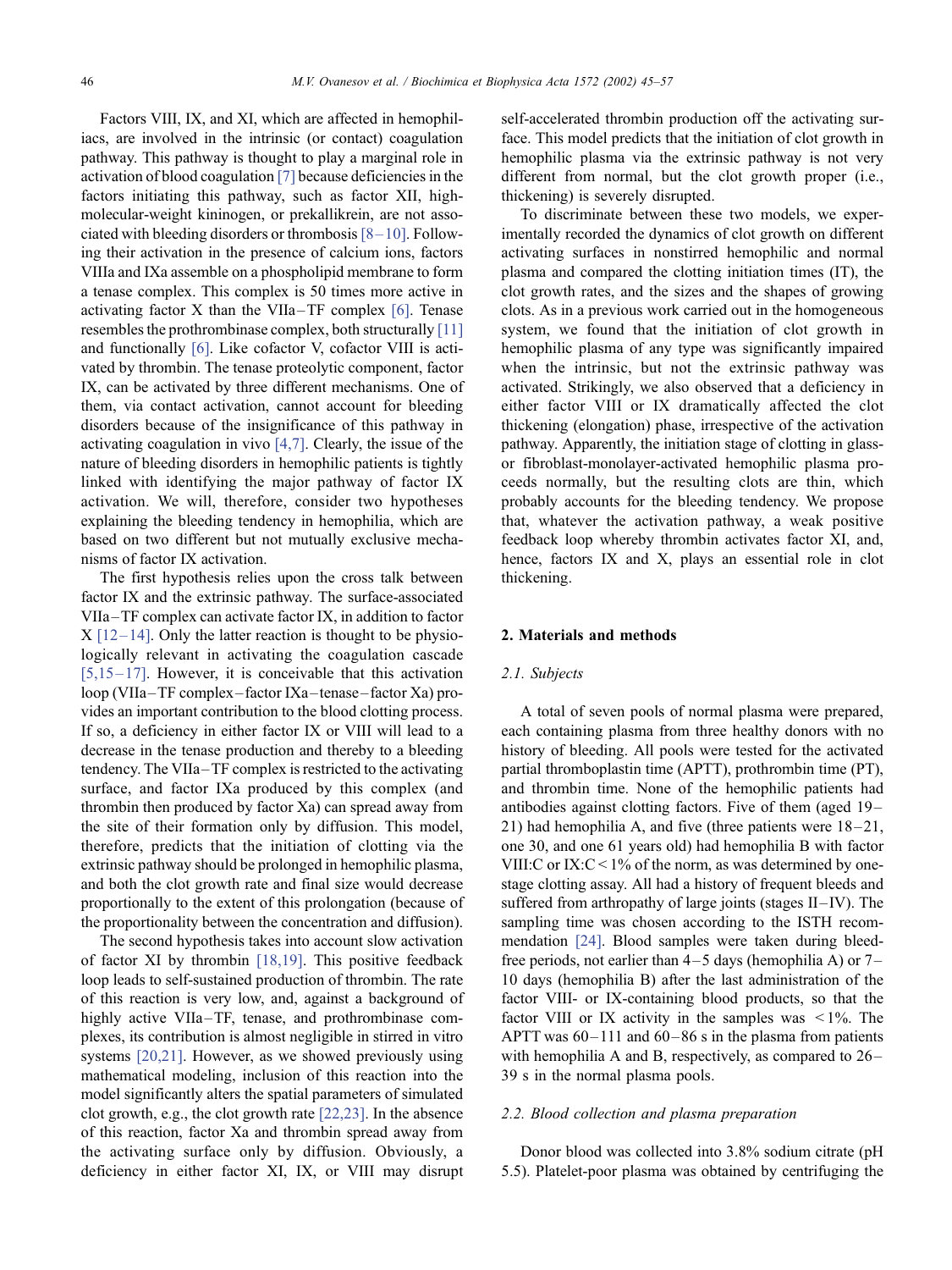Factors VIII, IX, and XI, which are affected in hemophiliacs, are involved in the intrinsic (or contact) coagulation pathway. This pathway is thought to play a marginal role in activation of blood coagulation [7] because deficiencies in the factors initiating this pathway, such as factor XII, high-molecular-weight kininogen, or prekallikrein, are not associated with bleeding disorders or thrombosis [8–10]. Following their activation in the presence of calcium ions, factors VIIIa and IXa assemble on a phospholipid membrane to form a tenase complex. This complex is 50 times more active in activating factor X than the VIIa–TF complex [6]. Tenase resembles the prothrombinase complex, both structurally [11] and functionally [6]. Like cofactor V, cofactor VIII is activated by thrombin. The tenase proteolytic component, factor IX, can be activated by three different mechanisms. One of them, via contact activation, cannot account for bleeding disorders because of the insignificance of this pathway in activating coagulation in vivo [4,7]. Clearly, the issue of the nature of bleeding disorders in hemophilic patients is tightly linked with identifying the major pathway of factor IX activation. We will, therefore, consider two hypotheses explaining the bleeding tendency in hemophilia, which are based on two different but not mutually exclusive mechanisms of factor IX activation.

The first hypothesis relies upon the cross talk between factor IX and the extrinsic pathway. The surface-associated VIIa–TF complex can activate factor IX, in addition to factor X [12–14]. Only the latter reaction is thought to be physiologically relevant in activating the coagulation cascade [5,15–17]. However, it is conceivable that this activation loop (VIIa–TF complex–factor IXa–tenase–factor Xa) provides an important contribution to the blood clotting process. If so, a deficiency in either factor IX or VIII will lead to a decrease in the tenase production and thereby to a bleeding tendency. The VIIa–TF complex is restricted to the activating surface, and factor IXa produced by this complex (and thrombin then produced by factor Xa) can spread away from the site of their formation only by diffusion. This model, therefore, predicts that the initiation of clotting via the extrinsic pathway should be prolonged in hemophilic plasma, and both the clot growth rate and final size would decrease proportionally to the extent of this prolongation (because of the proportionality between the concentration and diffusion).

The second hypothesis takes into account slow activation of factor XI by thrombin [18,19]. This positive feedback loop leads to self-sustained production of thrombin. The rate of this reaction is very low, and, against a background of highly active VIIa–TF, tenase, and prothrombinase complexes, its contribution is almost negligible in stirred in vitro systems [20,21]. However, as we showed previously using mathematical modeling, inclusion of this reaction into the model significantly alters the spatial parameters of simulated clot growth, e.g., the clot growth rate [22,23]. In the absence of this reaction, factor Xa and thrombin spread away from the activating surface only by diffusion. Obviously, a deficiency in either factor XI, IX, or VIII may disrupt self-accelerated thrombin production off the activating surface. This model predicts that the initiation of clot growth in hemophilic plasma via the extrinsic pathway is not very different from normal, but the clot growth proper (i.e., thickening) is severely disrupted.

To discriminate between these two models, we experimentally recorded the dynamics of clot growth on different activating surfaces in nonstirred hemophilic and normal plasma and compared the clotting initiation times (IT), the clot growth rates, and the sizes and the shapes of growing clots. As in a previous work carried out in the homogeneous system, we found that the initiation of clot growth in hemophilic plasma of any type was significantly impaired when the intrinsic, but not the extrinsic pathway was activated. Strikingly, we also observed that a deficiency in either factor VIII or IX dramatically affected the clot thickening (elongation) phase, irrespective of the activation pathway. Apparently, the initiation stage of clotting in glass- or fibroblast-monolayer-activated hemophilic plasma proceeds normally, but the resulting clots are thin, which probably accounts for the bleeding tendency. We propose that, whatever the activation pathway, a weak positive feedback loop whereby thrombin activates factor XI, and, hence, factors IX and X, plays an essential role in clot thickening.

## 2. Materials and methods

### 2.1. Subjects

A total of seven pools of normal plasma were prepared, each containing plasma from three healthy donors with no history of bleeding. All pools were tested for the activated partial thromboplastin time (APTT), prothrombin time (PT), and thrombin time. None of the hemophilic patients had antibodies against clotting factors. Five of them (aged 19–21) had hemophilia A, and five (three patients were 18–21, one 30, and one 61 years old) had hemophilia B with factor VIII:C or IX:C < 1% of the norm, as was determined by one-stage clotting assay. All had a history of frequent bleeds and suffered from arthropathy of large joints (stages II–IV). The sampling time was chosen according to the ISTH recommendation [24]. Blood samples were taken during bleed-free periods, not earlier than 4–5 days (hemophilia A) or 7–10 days (hemophilia B) after the last administration of the factor VIII- or IX-containing blood products, so that the factor VIII or IX activity in the samples was < 1%. The APTT was 60–111 and 60–86 s in the plasma from patients with hemophilia A and B, respectively, as compared to 26–39 s in the normal plasma pools.

### 2.2. Blood collection and plasma preparation

Donor blood was collected into 3.8% sodium citrate (pH 5.5). Platelet-poor plasma was obtained by centrifuging the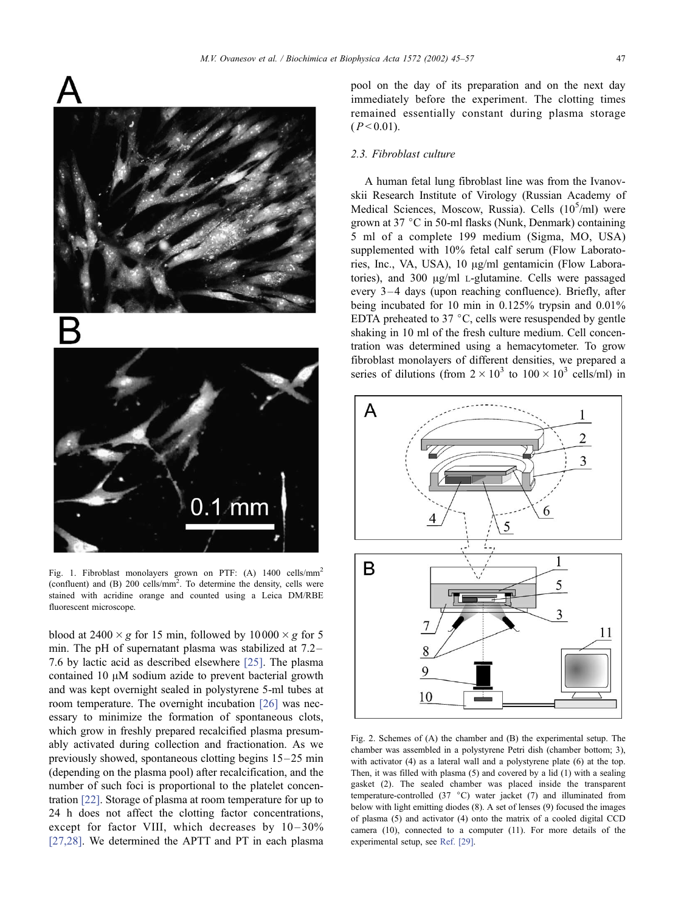Fig. 1. Fibroblast monolayers grown on PTF: (A) 1400 cells/mm$^2$ (confluent) and (B) 200 cells/mm$^2$. To determine the density, cells were stained with acridine orange and counted using a Leica DM/RBE fluorescent microscope.

blood at $2400 \times g$ for 15 min, followed by $10\,000 \times g$ for 5 min. The pH of supernatant plasma was stabilized at 7.2–7.6 by lactic acid as described elsewhere [25]. The plasma contained 10 μM sodium azide to prevent bacterial growth and was kept overnight sealed in polystyrene 5-ml tubes at room temperature. The overnight incubation [26] was necessary to minimize the formation of spontaneous clots, which grow in freshly prepared recalcified plasma presumably activated during collection and fractionation. As we previously showed, spontaneous clotting begins 15–25 min (depending on the plasma pool) after recalcification, and the number of such foci is proportional to the platelet concentration [22]. Storage of plasma at room temperature for up to 24 h does not affect the clotting factor concentrations, except for factor VIII, which decreases by 10–30% [27,28]. We determined the APTT and PT in each plasma pool on the day of its preparation and on the next day immediately before the experiment. The clotting times remained essentially constant during plasma storage ($P < 0.01$).

### 2.3. Fibroblast culture

A human fetal lung fibroblast line was from the Ivanovskii Research Institute of Virology (Russian Academy of Medical Sciences, Moscow, Russia). Cells ($10^5$/ml) were grown at 37 °C in 50-ml flasks (Nunk, Denmark) containing 5 ml of a complete 199 medium (Sigma, MO, USA) supplemented with 10% fetal calf serum (Flow Laboratories, Inc., VA, USA), 10 μg/ml gentamicin (Flow Laboratories), and 300 μg/ml L-glutamine. Cells were passaged every 3–4 days (upon reaching confluence). Briefly, after being incubated for 10 min in 0.125% trypsin and 0.01% EDTA preheated to 37 °C, cells were resuspended by gentle shaking in 10 ml of the fresh culture medium. Cell concentration was determined using a hemacytometer. To grow fibroblast monolayers of different densities, we prepared a series of dilutions (from $2 \times 10^3$ to $100 \times 10^3$ cells/ml) in

Fig. 2. Schemes of (A) the chamber and (B) the experimental setup. The chamber was assembled in a polystyrene Petri dish (chamber bottom; 3), with activator (4) as a lateral wall and a polystyrene plate (6) at the top. Then, it was filled with plasma (5) and covered by a lid (1) with a sealing gasket (2). The sealed chamber was placed inside the transparent temperature-controlled (37 °C) water jacket (7) and illuminated from below with light emitting diodes (8). A set of lenses (9) focused the images of plasma (5) and activator (4) onto the matrix of a cooled digital CCD camera (10), connected to a computer (11). For more details of the experimental setup, see Ref. [29].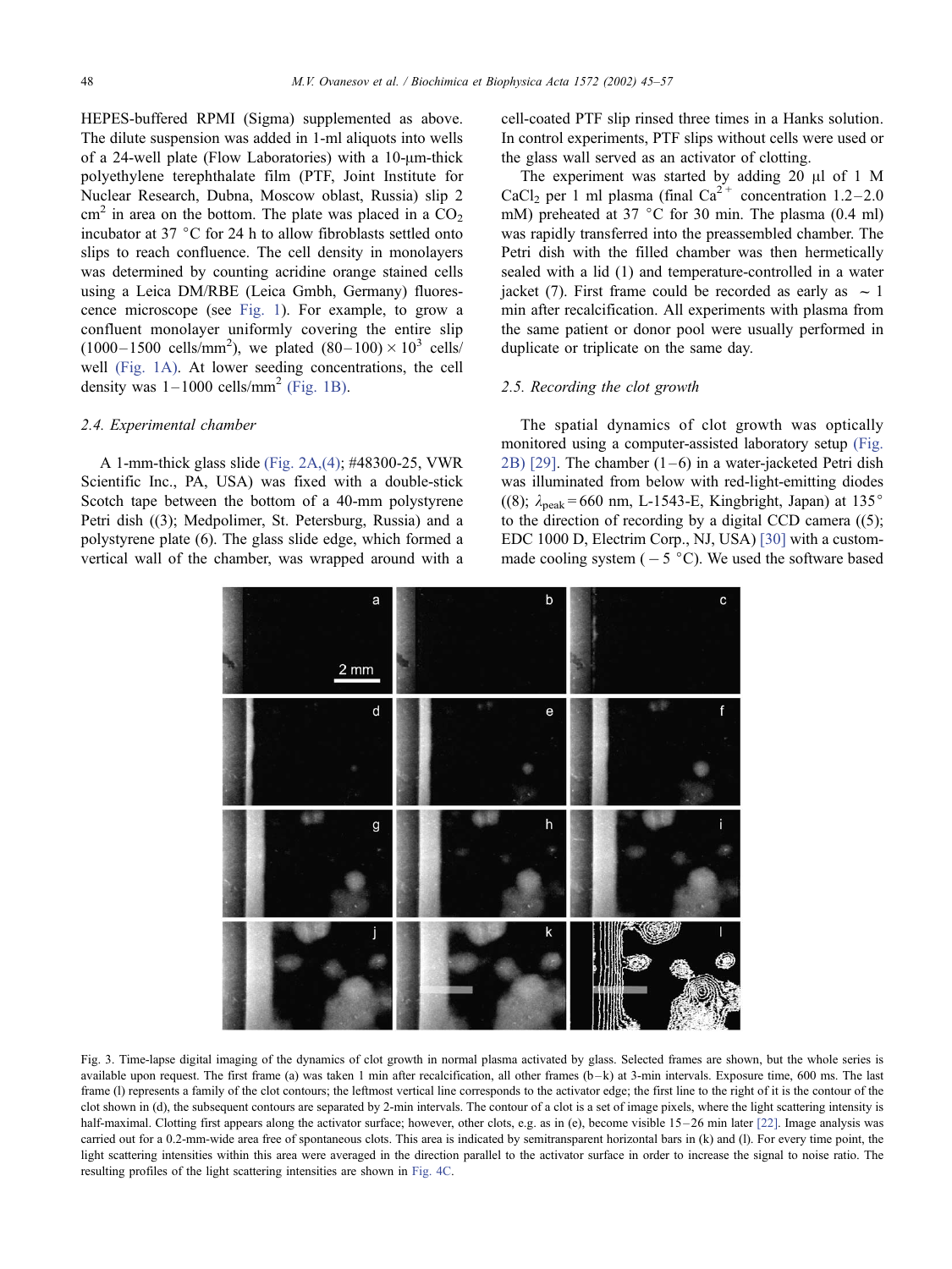HEPES-buffered RPMI (Sigma) supplemented as above. The dilute suspension was added in 1-ml aliquots into wells of a 24-well plate (Flow Laboratories) with a 10-μm-thick polyethylene terephthalate film (PTF, Joint Institute for Nuclear Research, Dubna, Moscow oblast, Russia) slip 2 $cm^2$ in area on the bottom. The plate was placed in a $CO_2$ incubator at 37 °C for 24 h to allow fibroblasts settled onto slips to reach confluence. The cell density in monolayers was determined by counting acridine orange stained cells using a Leica DM/RBE (Leica Gmbh, Germany) fluorescence microscope (see Fig. 1). For example, to grow a confluent monolayer uniformly covering the entire slip (1000–1500 cells/$mm^2$), we plated $(80-100)\times 10^3$ cells/well (Fig. 1A). At lower seeding concentrations, the cell density was 1–1000 cells/$mm^2$ (Fig. 1B).

### 2.4. Experimental chamber

A 1-mm-thick glass slide (Fig. 2A,(4); #48300-25, VWR Scientific Inc., PA, USA) was fixed with a double-stick Scotch tape between the bottom of a 40-mm polystyrene Petri dish ((3); Medpolimer, St. Petersburg, Russia) and a polystyrene plate (6). The glass slide edge, which formed a vertical wall of the chamber, was wrapped around with a cell-coated PTF slip rinsed three times in a Hanks solution. In control experiments, PTF slips without cells were used or the glass wall served as an activator of clotting.

The experiment was started by adding 20 μl of 1 M $CaCl_2$ per 1 ml plasma (final $Ca^{2+}$ concentration 1.2–2.0 mM) preheated at 37 °C for 30 min. The plasma (0.4 ml) was rapidly transferred into the preassembled chamber. The Petri dish with the filled chamber was then hermetically sealed with a lid (1) and temperature-controlled in a water jacket (7). First frame could be recorded as early as ~1 min after recalcification. All experiments with plasma from the same patient or donor pool were usually performed in duplicate or triplicate on the same day.

### 2.5. Recording the clot growth

The spatial dynamics of clot growth was optically monitored using a computer-assisted laboratory setup (Fig. 2B) [29]. The chamber (1–6) in a water-jacketed Petri dish was illuminated from below with red-light-emitting diodes ((8); $\lambda_{peak} = 660$ nm, L-1543-E, Kingbright, Japan) at 135° to the direction of recording by a digital CCD camera ((5); EDC 1000 D, Electrim Corp., NJ, USA) [30] with a custom-made cooling system (−5 °C). We used the software based

Fig. 3. Time-lapse digital imaging of the dynamics of clot growth in normal plasma activated by glass. Selected frames are shown, but the whole series is available upon request. The first frame (a) was taken 1 min after recalcification, all other frames (b–k) at 3-min intervals. Exposure time, 600 ms. The last frame (l) represents a family of the clot contours; the leftmost vertical line corresponds to the activator edge; the first line to the right of it is the contour of the clot shown in (d), the subsequent contours are separated by 2-min intervals. The contour of a clot is a set of image pixels, where the light scattering intensity is half-maximal. Clotting first appears along the activator surface; however, other clots, e.g. as in (e), become visible 15–26 min later [22]. Image analysis was carried out for a 0.2-mm-wide area free of spontaneous clots. This area is indicated by semitransparent horizontal bars in (k) and (l). For every time point, the light scattering intensities within this area were averaged in the direction parallel to the activator surface in order to increase the signal to noise ratio. The resulting profiles of the light scattering intensities are shown in Fig. 4C.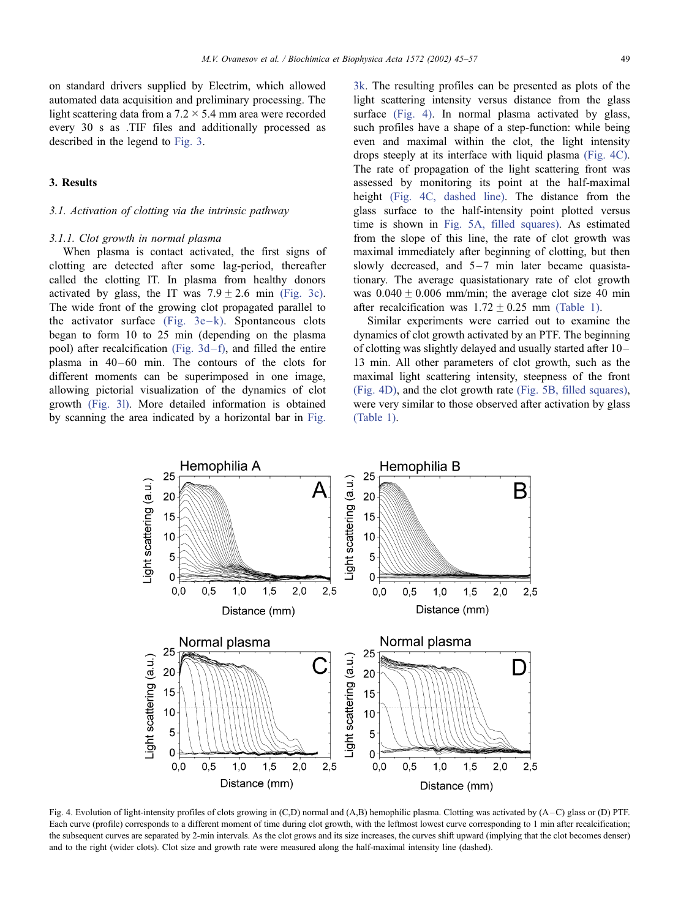on standard drivers supplied by Electrim, which allowed automated data acquisition and preliminary processing. The light scattering data from a 7.2 × 5.4 mm area were recorded every 30 s as .TIF files and additionally processed as described in the legend to Fig. 3.

## 3. Results

### 3.1. Activation of clotting via the intrinsic pathway

#### 3.1.1. Clot growth in normal plasma

When plasma is contact activated, the first signs of clotting are detected after some lag-period, thereafter called the clotting IT. In plasma from healthy donors activated by glass, the IT was $7.9 \pm 2.6$ min (Fig. 3c). The wide front of the growing clot propagated parallel to the activator surface (Fig. 3e–k). Spontaneous clots began to form 10 to 25 min (depending on the plasma pool) after recalcification (Fig. 3d–f), and filled the entire plasma in 40–60 min. The contours of the clots for different moments can be superimposed in one image, allowing pictorial visualization of the dynamics of clot growth (Fig. 3l). More detailed information is obtained by scanning the area indicated by a horizontal bar in Fig. 3k. The resulting profiles can be presented as plots of the light scattering intensity versus distance from the glass surface (Fig. 4). In normal plasma activated by glass, such profiles have a shape of a step-function: while being even and maximal within the clot, the light intensity drops steeply at its interface with liquid plasma (Fig. 4C). The rate of propagation of the light scattering front was assessed by monitoring its point at the half-maximal height (Fig. 4C, dashed line). The distance from the glass surface to the half-intensity point plotted versus time is shown in Fig. 5A, filled squares). As estimated from the slope of this line, the rate of clot growth was maximal immediately after beginning of clotting, but then slowly decreased, and 5–7 min later became quasistationary. The average quasistationary rate of clot growth was $0.040 \pm 0.006$ mm/min; the average clot size 40 min after recalcification was $1.72 \pm 0.25$ mm (Table 1).

Similar experiments were carried out to examine the dynamics of clot growth activated by an PTF. The beginning of clotting was slightly delayed and usually started after 10–13 min. All other parameters of clot growth, such as the maximal light scattering intensity, steepness of the front (Fig. 4D), and the clot growth rate (Fig. 5B, filled squares), were very similar to those observed after activation by glass (Table 1).

Fig. 4. Evolution of light-intensity profiles of clots growing in (C,D) normal and (A,B) hemophilic plasma. Clotting was activated by (A–C) glass or (D) PTF. Each curve (profile) corresponds to a different moment of time during clot growth, with the leftmost lowest curve corresponding to 1 min after recalcification; the subsequent curves are separated by 2-min intervals. As the clot grows and its size increases, the curves shift upward (implying that the clot becomes denser) and to the right (wider clots). Clot size and growth rate were measured along the half-maximal intensity line (dashed).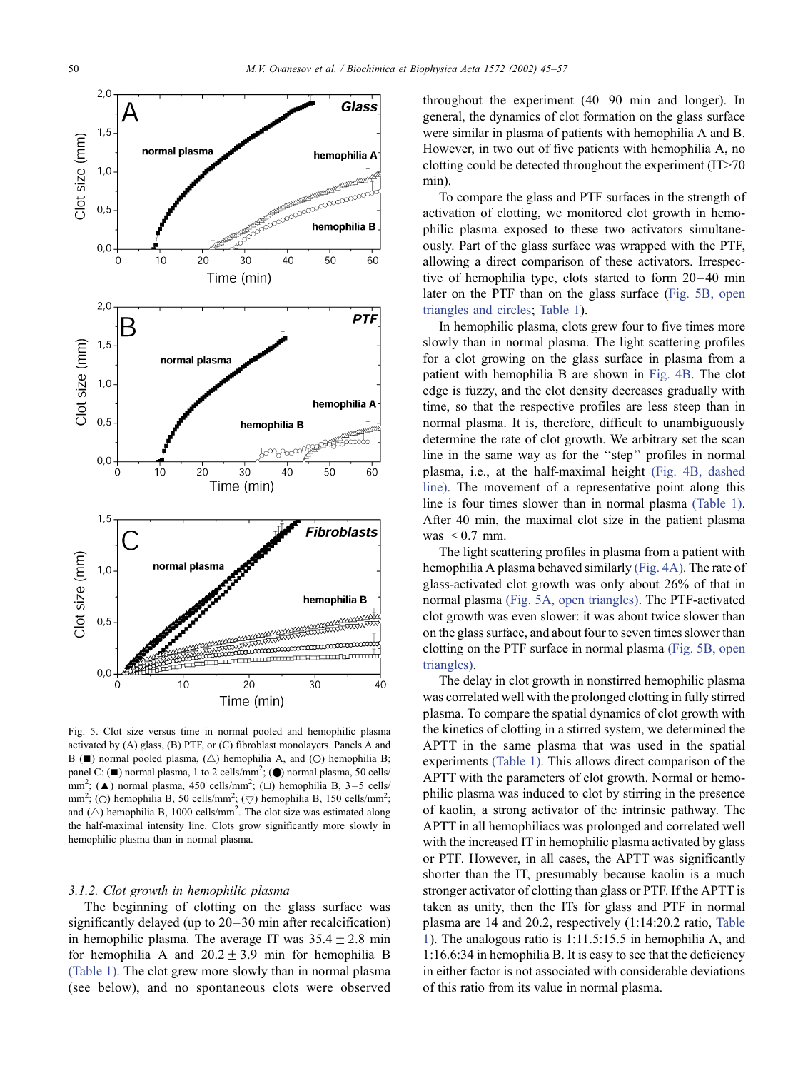Fig. 5. Clot size versus time in normal pooled and hemophilic plasma activated by (A) glass, (B) PTF, or (C) fibroblast monolayers. Panels A and B (■) normal pooled plasma, (△) hemophilia A, and (○) hemophilia B; panel C: (■) normal plasma, 1 to 2 cells/mm$^2$; (●) normal plasma, 50 cells/mm$^2$; (▲) normal plasma, 450 cells/mm$^2$; (□) hemophilia B, 3–5 cells/mm$^2$; (○) hemophilia B, 50 cells/mm$^2$; (▽) hemophilia B, 150 cells/mm$^2$; and (△) hemophilia B, 1000 cells/mm$^2$. The clot size was estimated along the half-maximal intensity line. Clots grow significantly more slowly in hemophilic plasma than in normal plasma.

### 3.1.2. Clot growth in hemophilic plasma

The beginning of clotting on the glass surface was significantly delayed (up to 20–30 min after recalcification) in hemophilic plasma. The average IT was 35.4 ± 2.8 min for hemophilia A and 20.2 ± 3.9 min for hemophilia B (Table 1). The clot grew more slowly than in normal plasma (see below), and no spontaneous clots were observed throughout the experiment (40–90 min and longer). In general, the dynamics of clot formation on the glass surface were similar in plasma of patients with hemophilia A and B. However, in two out of five patients with hemophilia A, no clotting could be detected throughout the experiment (IT>70 min).

To compare the glass and PTF surfaces in the strength of activation of clotting, we monitored clot growth in hemophilic plasma exposed to these two activators simultaneously. Part of the glass surface was wrapped with the PTF, allowing a direct comparison of these activators. Irrespective of hemophilia type, clots started to form 20–40 min later on the PTF than on the glass surface (Fig. 5B, open triangles and circles; Table 1).

In hemophilic plasma, clots grew four to five times more slowly than in normal plasma. The light scattering profiles for a clot growing on the glass surface in plasma from a patient with hemophilia B are shown in Fig. 4B. The clot edge is fuzzy, and the clot density decreases gradually with time, so that the respective profiles are less steep than in normal plasma. It is, therefore, difficult to unambiguously determine the rate of clot growth. We arbitrary set the scan line in the same way as for the “step” profiles in normal plasma, i.e., at the half-maximal height (Fig. 4B, dashed line). The movement of a representative point along this line is four times slower than in normal plasma (Table 1). After 40 min, the maximal clot size in the patient plasma was <0.7 mm.

The light scattering profiles in plasma from a patient with hemophilia A plasma behaved similarly (Fig. 4A). The rate of glass-activated clot growth was only about 26% of that in normal plasma (Fig. 5A, open triangles). The PTF-activated clot growth was even slower: it was about twice slower than on the glass surface, and about four to seven times slower than clotting on the PTF surface in normal plasma (Fig. 5B, open triangles).

The delay in clot growth in nonstirred hemophilic plasma was correlated well with the prolonged clotting in fully stirred plasma. To compare the spatial dynamics of clot growth with the kinetics of clotting in a stirred system, we determined the APTT in the same plasma that was used in the spatial experiments (Table 1). This allows direct comparison of the APTT with the parameters of clot growth. Normal or hemophilic plasma was induced to clot by stirring in the presence of kaolin, a strong activator of the intrinsic pathway. The APTT in all hemophiliacs was prolonged and correlated well with the increased IT in hemophilic plasma activated by glass or PTF. However, in all cases, the APTT was significantly shorter than the IT, presumably because kaolin is a much stronger activator of clotting than glass or PTF. If the APTT is taken as unity, then the ITs for glass and PTF in normal plasma are 14 and 20.2, respectively (1:14:20.2 ratio, Table 1). The analogous ratio is 1:11.5:15.5 in hemophilia A, and 1:16.6:34 in hemophilia B. It is easy to see that the deficiency in either factor is not associated with considerable deviations of this ratio from its value in normal plasma.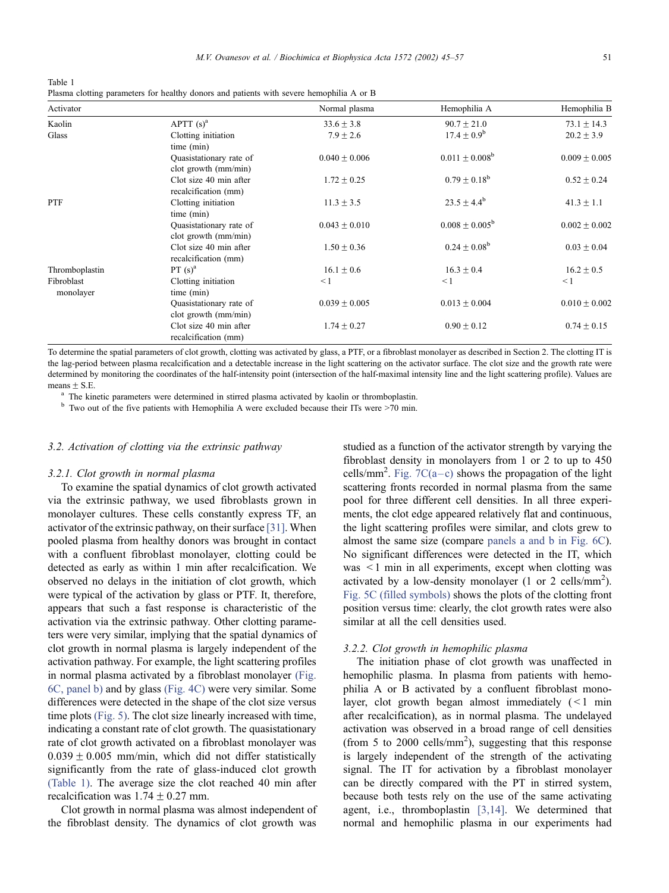Table 1
Plasma clotting parameters for healthy donors and patients with severe hemophilia A or B

| Activator | | Normal plasma | Hemophilia A | Hemophilia B |
|---|---|---|---|---|
| Kaolin | APTT (s)[a] | $33.6 \pm 3.8$ | $90.7 \pm 21.0$ | $73.1 \pm 14.3$ |
| Glass | Clotting initiation time (min) | $7.9 \pm 2.6$ | $17.4 \pm 0.9$[b] | $20.2 \pm 3.9$ |
| | Quasistationary rate of clot growth (mm/min) | $0.040 \pm 0.006$ | $0.011 \pm 0.008$[b] | $0.009 \pm 0.005$ |
| | Clot size 40 min after recalcification (mm) | $1.72 \pm 0.25$ | $0.79 \pm 0.18$[b] | $0.52 \pm 0.24$ |
| PTF | Clotting initiation time (min) | $11.3 \pm 3.5$ | $23.5 \pm 4.4$[b] | $41.3 \pm 1.1$ |
| | Quasistationary rate of clot growth (mm/min) | $0.043 \pm 0.010$ | $0.008 \pm 0.005$[b] | $0.002 \pm 0.002$ |
| | Clot size 40 min after recalcification (mm) | $1.50 \pm 0.36$ | $0.24 \pm 0.08$[b] | $0.03 \pm 0.04$ |
| Thromboplastin | PT (s)[a] | $16.1 \pm 0.6$ | $16.3 \pm 0.4$ | $16.2 \pm 0.5$ |
| Fibroblast monolayer | Clotting initiation time (min) | $<1$ | $<1$ | $<1$ |
| | Quasistationary rate of clot growth (mm/min) | $0.039 \pm 0.005$ | $0.013 \pm 0.004$ | $0.010 \pm 0.002$ |
| | Clot size 40 min after recalcification (mm) | $1.74 \pm 0.27$ | $0.90 \pm 0.12$ | $0.74 \pm 0.15$ |

To determine the spatial parameters of clot growth, clotting was activated by glass, a PTF, or a fibroblast monolayer as described in Section 2. The clotting IT is the lag-period between plasma recalcification and a detectable increase in the light scattering on the activator surface. The clot size and the growth rate were determined by monitoring the coordinates of the half-intensity point (intersection of the half-maximal intensity line and the light scattering profile). Values are means ± S.E.

[a] The kinetic parameters were determined in stirred plasma activated by kaolin or thromboplastin.

[b] Two out of the five patients with Hemophilia A were excluded because their ITs were >70 min.

### 3.2. Activation of clotting via the extrinsic pathway

#### 3.2.1. Clot growth in normal plasma

To examine the spatial dynamics of clot growth activated via the extrinsic pathway, we used fibroblasts grown in monolayer cultures. These cells constantly express TF, an activator of the extrinsic pathway, on their surface [31]. When pooled plasma from healthy donors was brought in contact with a confluent fibroblast monolayer, clotting could be detected as early as within 1 min after recalcification. We observed no delays in the initiation of clot growth, which were typical of the activation by glass or PTF. It, therefore, appears that such a fast response is characteristic of the activation via the extrinsic pathway. Other clotting parameters were very similar, implying that the spatial dynamics of clot growth in normal plasma is largely independent of the activation pathway. For example, the light scattering profiles in normal plasma activated by a fibroblast monolayer (Fig. 6C, panel b) and by glass (Fig. 4C) were very similar. Some differences were detected in the shape of the clot size versus time plots (Fig. 5). The clot size linearly increased with time, indicating a constant rate of clot growth. The quasistationary rate of clot growth activated on a fibroblast monolayer was $0.039 \pm 0.005$ mm/min, which did not differ statistically significantly from the rate of glass-induced clot growth (Table 1). The average size the clot reached 40 min after recalcification was $1.74 \pm 0.27$ mm.

Clot growth in normal plasma was almost independent of the fibroblast density. The dynamics of clot growth was studied as a function of the activator strength by varying the fibroblast density in monolayers from 1 or 2 to up to 450 cells/mm$^2$. Fig. 7C(a–c) shows the propagation of the light scattering fronts recorded in normal plasma from the same pool for three different cell densities. In all three experiments, the clot edge appeared relatively flat and continuous, the light scattering profiles were similar, and clots grew to almost the same size (compare panels a and b in Fig. 6C). No significant differences were detected in the IT, which was $<1$ min in all experiments, except when clotting was activated by a low-density monolayer (1 or 2 cells/mm$^2$). Fig. 5C (filled symbols) shows the plots of the clotting front position versus time: clearly, the clot growth rates were also similar at all the cell densities used.

#### 3.2.2. Clot growth in hemophilic plasma

The initiation phase of clot growth was unaffected in hemophilic plasma. In plasma from patients with hemophilia A or B activated by a confluent fibroblast monolayer, clot growth began almost immediately ($<1$ min after recalcification), as in normal plasma. The undelayed activation was observed in a broad range of cell densities (from 5 to 2000 cells/mm$^2$), suggesting that this response is largely independent of the strength of the activating signal. The IT for activation by a fibroblast monolayer can be directly compared with the PT in stirred system, because both tests rely on the use of the same activating agent, i.e., thromboplastin [3,14]. We determined that normal and hemophilic plasma in our experiments had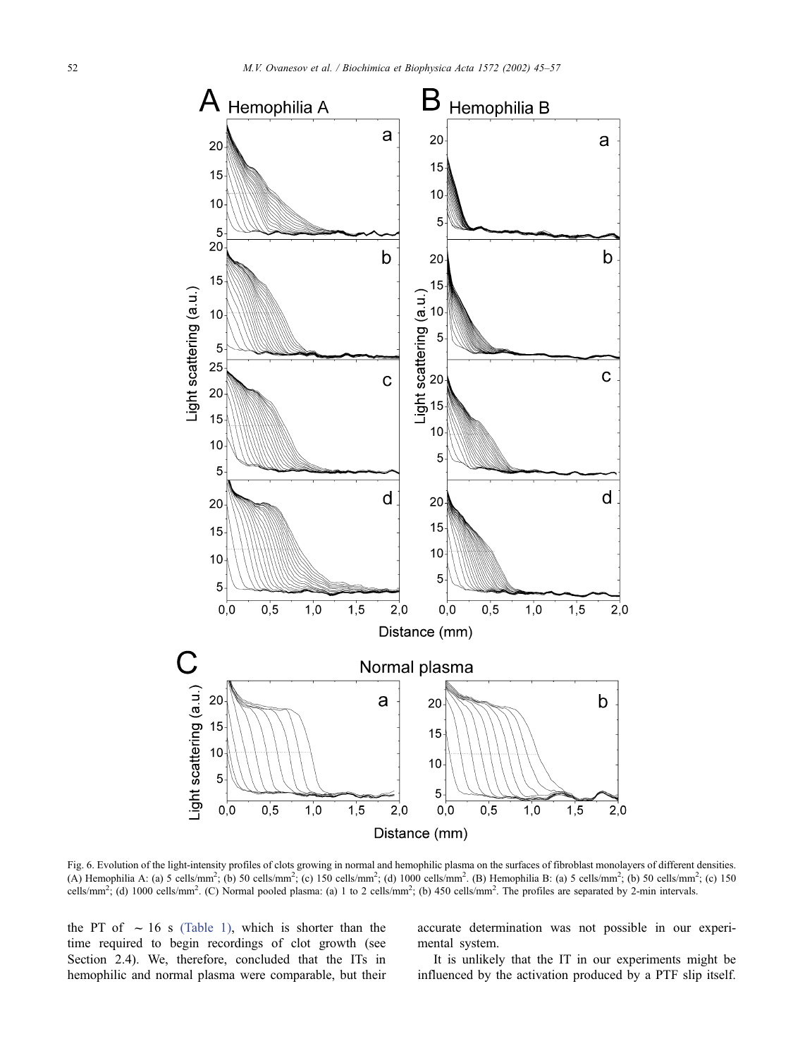Fig. 6. Evolution of the light-intensity profiles of clots growing in normal and hemophilic plasma on the surfaces of fibroblast monolayers of different densities. (A) Hemophilia A: (a) 5 cells/mm$^2$; (b) 50 cells/mm$^2$; (c) 150 cells/mm$^2$; (d) 1000 cells/mm$^2$. (B) Hemophilia B: (a) 5 cells/mm$^2$; (b) 50 cells/mm$^2$; (c) 150 cells/mm$^2$; (d) 1000 cells/mm$^2$. (C) Normal pooled plasma: (a) 1 to 2 cells/mm$^2$; (b) 450 cells/mm$^2$. The profiles are separated by 2-min intervals.

the PT of ~16 s (Table 1), which is shorter than the time required to begin recordings of clot growth (see Section 2.4). We, therefore, concluded that the ITs in hemophilic and normal plasma were comparable, but their accurate determination was not possible in our experimental system.

It is unlikely that the IT in our experiments might be influenced by the activation produced by a PTF slip itself.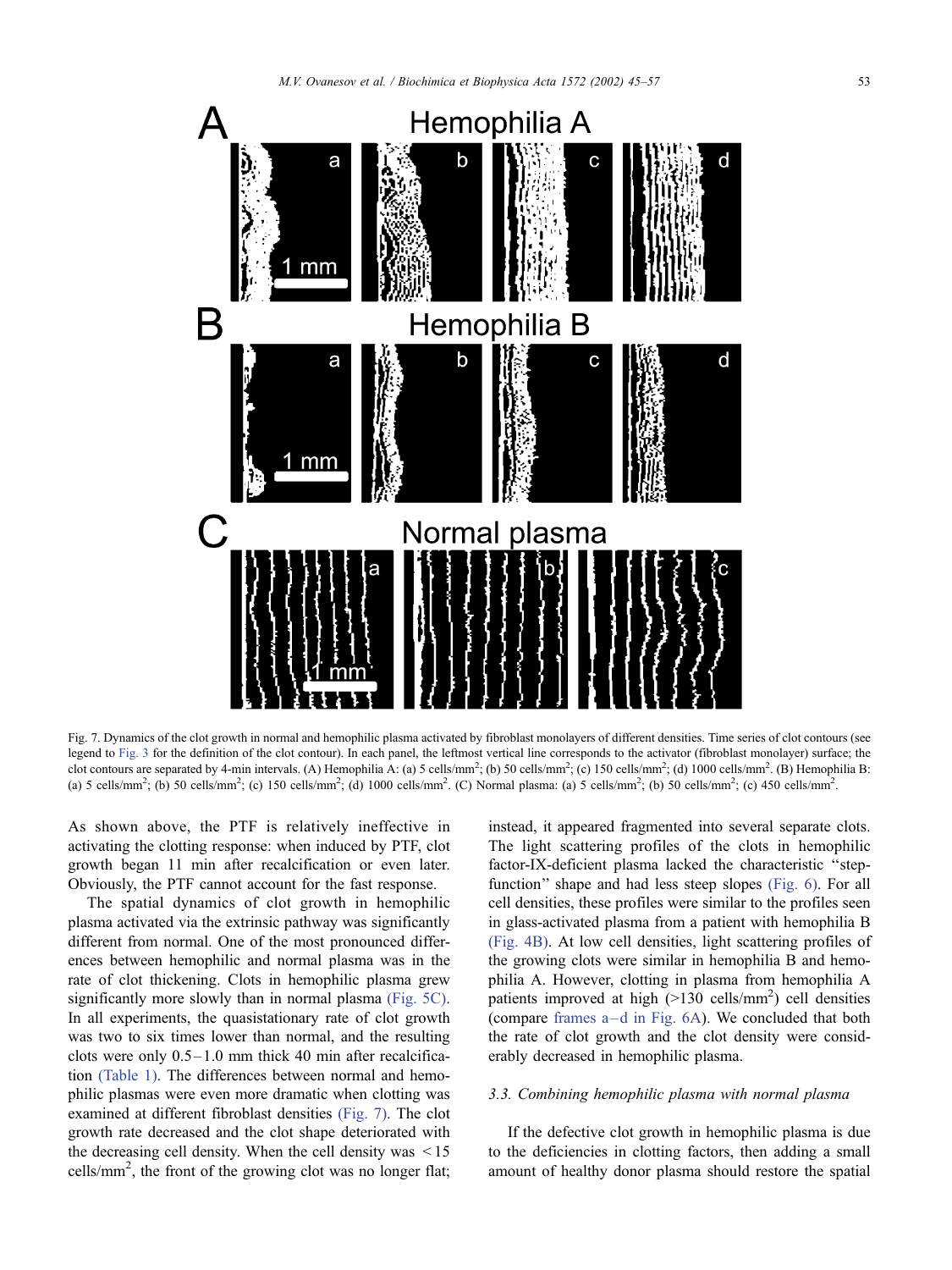Fig. 7. Dynamics of the clot growth in normal and hemophilic plasma activated by fibroblast monolayers of different densities. Time series of clot contours (see legend to Fig. 3 for the definition of the clot contour). In each panel, the leftmost vertical line corresponds to the activator (fibroblast monolayer) surface; the clot contours are separated by 4-min intervals. (A) Hemophilia A: (a) 5 cells/mm$^2$; (b) 50 cells/mm$^2$; (c) 150 cells/mm$^2$; (d) 1000 cells/mm$^2$. (B) Hemophilia B: (a) 5 cells/mm$^2$; (b) 50 cells/mm$^2$; (c) 150 cells/mm$^2$; (d) 1000 cells/mm$^2$. (C) Normal plasma: (a) 5 cells/mm$^2$; (b) 50 cells/mm$^2$; (c) 450 cells/mm$^2$.

As shown above, the PTF is relatively ineffective in activating the clotting response: when induced by PTF, clot growth began 11 min after recalcification or even later. Obviously, the PTF cannot account for the fast response.

The spatial dynamics of clot growth in hemophilic plasma activated via the extrinsic pathway was significantly different from normal. One of the most pronounced differences between hemophilic and normal plasma was in the rate of clot thickening. Clots in hemophilic plasma grew significantly more slowly than in normal plasma (Fig. 5C). In all experiments, the quasistationary rate of clot growth was two to six times lower than normal, and the resulting clots were only 0.5–1.0 mm thick 40 min after recalcification (Table 1). The differences between normal and hemophilic plasmas were even more dramatic when clotting was examined at different fibroblast densities (Fig. 7). The clot growth rate decreased and the clot shape deteriorated with the decreasing cell density. When the cell density was < 15 cells/mm$^2$, the front of the growing clot was no longer flat; instead, it appeared fragmented into several separate clots. The light scattering profiles of the clots in hemophilic factor-IX-deficient plasma lacked the characteristic "step-function" shape and had less steep slopes (Fig. 6). For all cell densities, these profiles were similar to the profiles seen in glass-activated plasma from a patient with hemophilia B (Fig. 4B). At low cell densities, light scattering profiles of the growing clots were similar in hemophilia B and hemophilia A. However, clotting in plasma from hemophilia A patients improved at high (>130 cells/mm$^2$) cell densities (compare frames a–d in Fig. 6A). We concluded that both the rate of clot growth and the clot density were considerably decreased in hemophilic plasma.

### 3.3. Combining hemophilic plasma with normal plasma

If the defective clot growth in hemophilic plasma is due to the deficiencies in clotting factors, then adding a small amount of healthy donor plasma should restore the spatial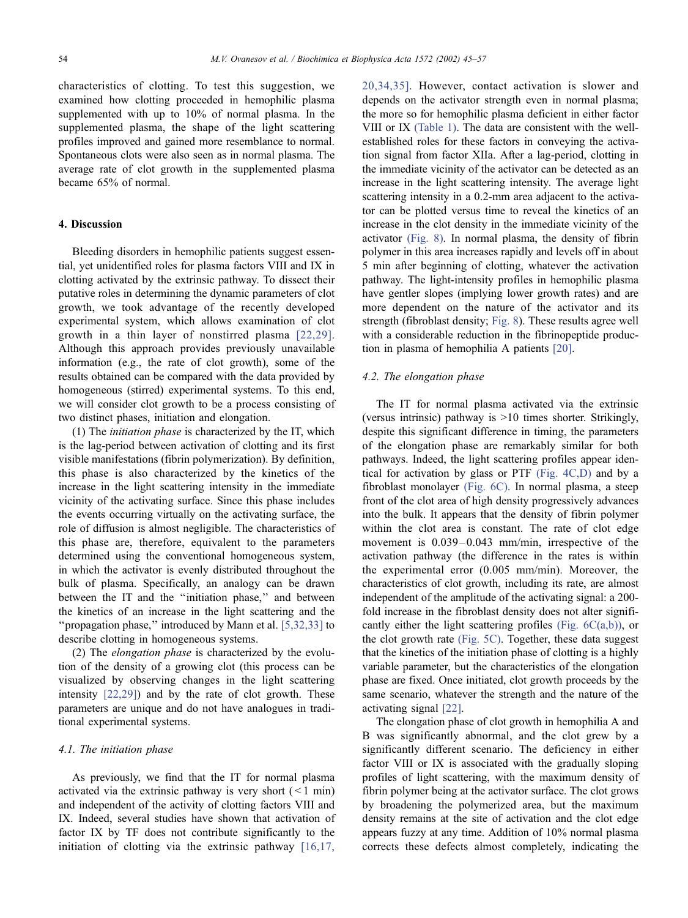characteristics of clotting. To test this suggestion, we examined how clotting proceeded in hemophilic plasma supplemented with up to 10% of normal plasma. In the supplemented plasma, the shape of the light scattering profiles improved and gained more resemblance to normal. Spontaneous clots were also seen as in normal plasma. The average rate of clot growth in the supplemented plasma became 65% of normal.

## 4. Discussion

Bleeding disorders in hemophilic patients suggest essential, yet unidentified roles for plasma factors VIII and IX in clotting activated by the extrinsic pathway. To dissect their putative roles in determining the dynamic parameters of clot growth, we took advantage of the recently developed experimental system, which allows examination of clot growth in a thin layer of nonstirred plasma [22,29]. Although this approach provides previously unavailable information (e.g., the rate of clot growth), some of the results obtained can be compared with the data provided by homogeneous (stirred) experimental systems. To this end, we will consider clot growth to be a process consisting of two distinct phases, initiation and elongation.

(1) The *initiation phase* is characterized by the IT, which is the lag-period between activation of clotting and its first visible manifestations (fibrin polymerization). By definition, this phase is also characterized by the kinetics of the increase in the light scattering intensity in the immediate vicinity of the activating surface. Since this phase includes the events occurring virtually on the activating surface, the role of diffusion is almost negligible. The characteristics of this phase are, therefore, equivalent to the parameters determined using the conventional homogeneous system, in which the activator is evenly distributed throughout the bulk of plasma. Specifically, an analogy can be drawn between the IT and the "initiation phase," and between the kinetics of an increase in the light scattering and the "propagation phase," introduced by Mann et al. [5,32,33] to describe clotting in homogeneous systems.

(2) The *elongation phase* is characterized by the evolution of the density of a growing clot (this process can be visualized by observing changes in the light scattering intensity [22,29]) and by the rate of clot growth. These parameters are unique and do not have analogues in traditional experimental systems.

### 4.1. The initiation phase

As previously, we find that the IT for normal plasma activated via the extrinsic pathway is very short (< 1 min) and independent of the activity of clotting factors VIII and IX. Indeed, several studies have shown that activation of factor IX by TF does not contribute significantly to the initiation of clotting via the extrinsic pathway [16,17,20,34,35]. However, contact activation is slower and depends on the activator strength even in normal plasma; the more so for hemophilic plasma deficient in either factor VIII or IX (Table 1). The data are consistent with the well-established roles for these factors in conveying the activation signal from factor XIIa. After a lag-period, clotting in the immediate vicinity of the activator can be detected as an increase in the light scattering intensity. The average light scattering intensity in a 0.2-mm area adjacent to the activator can be plotted versus time to reveal the kinetics of an increase in the clot density in the immediate vicinity of the activator (Fig. 8). In normal plasma, the density of fibrin polymer in this area increases rapidly and levels off in about 5 min after beginning of clotting, whatever the activation pathway. The light-intensity profiles in hemophilic plasma have gentler slopes (implying lower growth rates) and are more dependent on the nature of the activator and its strength (fibroblast density; Fig. 8). These results agree well with a considerable reduction in the fibrinopeptide production in plasma of hemophilia A patients [20].

### 4.2. The elongation phase

The IT for normal plasma activated via the extrinsic (versus intrinsic) pathway is >10 times shorter. Strikingly, despite this significant difference in timing, the parameters of the elongation phase are remarkably similar for both pathways. Indeed, the light scattering profiles appear identical for activation by glass or PTF (Fig. 4C,D) and by a fibroblast monolayer (Fig. 6C). In normal plasma, a steep front of the clot area of high density progressively advances into the bulk. It appears that the density of fibrin polymer within the clot area is constant. The rate of clot edge movement is 0.039–0.043 mm/min, irrespective of the activation pathway (the difference in the rates is within the experimental error (0.005 mm/min). Moreover, the characteristics of clot growth, including its rate, are almost independent of the amplitude of the activating signal: a 200-fold increase in the fibroblast density does not alter significantly either the light scattering profiles (Fig. 6C(a,b)), or the clot growth rate (Fig. 5C). Together, these data suggest that the kinetics of the initiation phase of clotting is a highly variable parameter, but the characteristics of the elongation phase are fixed. Once initiated, clot growth proceeds by the same scenario, whatever the strength and the nature of the activating signal [22].

The elongation phase of clot growth in hemophilia A and B was significantly abnormal, and the clot grew by a significantly different scenario. The deficiency in either factor VIII or IX is associated with the gradually sloping profiles of light scattering, with the maximum density of fibrin polymer being at the activator surface. The clot grows by broadening the polymerized area, but the maximum density remains at the site of activation and the clot edge appears fuzzy at any time. Addition of 10% normal plasma corrects these defects almost completely, indicating the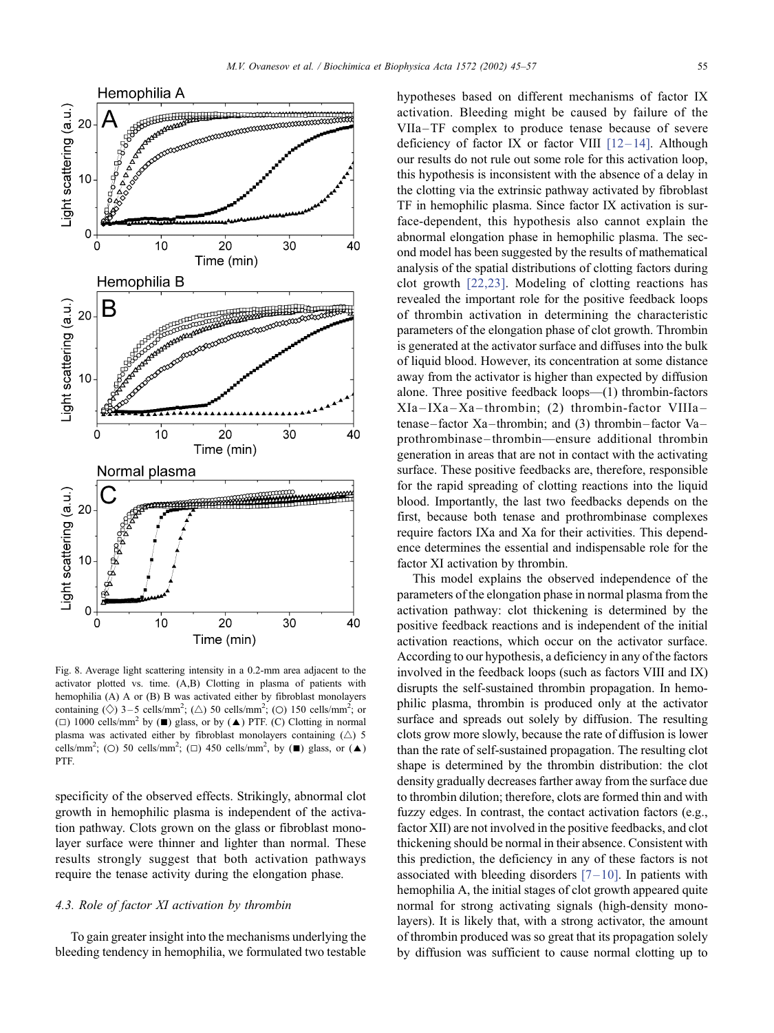Fig. 8. Average light scattering intensity in a 0.2-mm area adjacent to the activator plotted vs. time. (A,B) Clotting in plasma of patients with hemophilia (A) A or (B) B was activated either by fibroblast monolayers containing (◇) 3–5 cells/mm$^2$; (△) 50 cells/mm$^2$; (○) 150 cells/mm$^2$; or (□) 1000 cells/mm$^2$ by (■) glass, or by (▲) PTF. (C) Clotting in normal plasma was activated either by fibroblast monolayers containing (△) 5 cells/mm$^2$; (○) 50 cells/mm$^2$; (□) 450 cells/mm$^2$, by (■) glass, or (▲) PTF.

specificity of the observed effects. Strikingly, abnormal clot growth in hemophilic plasma is independent of the activation pathway. Clots grown on the glass or fibroblast monolayer surface were thinner and lighter than normal. These results strongly suggest that both activation pathways require the tenase activity during the elongation phase.

### 4.3. Role of factor XI activation by thrombin

To gain greater insight into the mechanisms underlying the bleeding tendency in hemophilia, we formulated two testable hypotheses based on different mechanisms of factor IX activation. Bleeding might be caused by failure of the VIIa–TF complex to produce tenase because of severe deficiency of factor IX or factor VIII [12–14]. Although our results do not rule out some role for this activation loop, this hypothesis is inconsistent with the absence of a delay in the clotting via the extrinsic pathway activated by fibroblast TF in hemophilic plasma. Since factor IX activation is surface-dependent, this hypothesis also cannot explain the abnormal elongation phase in hemophilic plasma. The second model has been suggested by the results of mathematical analysis of the spatial distributions of clotting factors during clot growth [22,23]. Modeling of clotting reactions has revealed the important role for the positive feedback loops of thrombin activation in determining the characteristic parameters of the elongation phase of clot growth. Thrombin is generated at the activator surface and diffuses into the bulk of liquid blood. However, its concentration at some distance away from the activator is higher than expected by diffusion alone. Three positive feedback loops—(1) thrombin-factors XIa–IXa–Xa–thrombin; (2) thrombin-factor VIIIa–tenase–factor Xa–thrombin; and (3) thrombin–factor Va–prothrombinase–thrombin—ensure additional thrombin generation in areas that are not in contact with the activating surface. These positive feedbacks are, therefore, responsible for the rapid spreading of clotting reactions into the liquid blood. Importantly, the last two feedbacks depends on the first, because both tenase and prothrombinase complexes require factors IXa and Xa for their activities. This dependence determines the essential and indispensable role for the factor XI activation by thrombin.

This model explains the observed independence of the parameters of the elongation phase in normal plasma from the activation pathway: clot thickening is determined by the positive feedback reactions and is independent of the initial activation reactions, which occur on the activator surface. According to our hypothesis, a deficiency in any of the factors involved in the feedback loops (such as factors VIII and IX) disrupts the self-sustained thrombin propagation. In hemophilic plasma, thrombin is produced only at the activator surface and spreads out solely by diffusion. The resulting clots grow more slowly, because the rate of diffusion is lower than the rate of self-sustained propagation. The resulting clot shape is determined by the thrombin distribution: the clot density gradually decreases farther away from the surface due to thrombin dilution; therefore, clots are formed thin and with fuzzy edges. In contrast, the contact activation factors (e.g., factor XII) are not involved in the positive feedbacks, and clot thickening should be normal in their absence. Consistent with this prediction, the deficiency in any of these factors is not associated with bleeding disorders [7–10]. In patients with hemophilia A, the initial stages of clot growth appeared quite normal for strong activating signals (high-density monolayers). It is likely that, with a strong activator, the amount of thrombin produced was so great that its propagation solely by diffusion was sufficient to cause normal clotting up to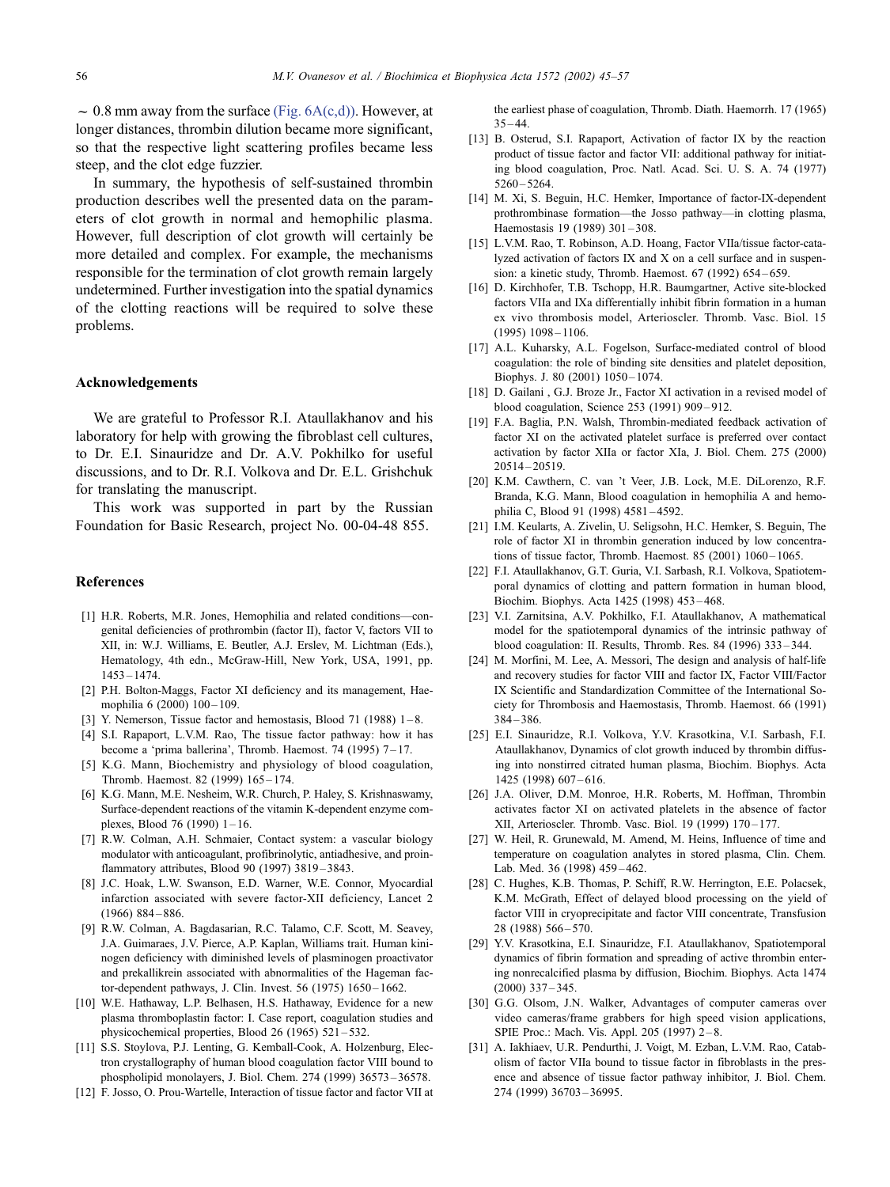~ 0.8 mm away from the surface (Fig. 6A(c,d)). However, at longer distances, thrombin dilution became more significant, so that the respective light scattering profiles became less steep, and the clot edge fuzzier.

In summary, the hypothesis of self-sustained thrombin production describes well the presented data on the parameters of clot growth in normal and hemophilic plasma. However, full description of clot growth will certainly be more detailed and complex. For example, the mechanisms responsible for the termination of clot growth remain largely undetermined. Further investigation into the spatial dynamics of the clotting reactions will be required to solve these problems.

## Acknowledgements

We are grateful to Professor R.I. Ataullakhanov and his laboratory for help with growing the fibroblast cell cultures, to Dr. E.I. Sinauridze and Dr. A.V. Pokhilko for useful discussions, and to Dr. R.I. Volkova and Dr. E.L. Grishchuk for translating the manuscript.

This work was supported in part by the Russian Foundation for Basic Research, project No. 00-04-48 855.

## References

[1] H.R. Roberts, M.R. Jones, Hemophilia and related conditions—congenital deficiencies of prothrombin (factor II), factor V, factors VII to XII, in: W.J. Williams, E. Beutler, A.J. Erslev, M. Lichtman (Eds.), Hematology, 4th edn., McGraw-Hill, New York, USA, 1991, pp. 1453–1474.

[2] P.H. Bolton-Maggs, Factor XI deficiency and its management, Haemophilia 6 (2000) 100–109.

[3] Y. Nemerson, Tissue factor and hemostasis, Blood 71 (1988) 1–8.

[4] S.I. Rapaport, L.V.M. Rao, The tissue factor pathway: how it has become a 'prima ballerina', Thromb. Haemost. 74 (1995) 7–17.

[5] K.G. Mann, Biochemistry and physiology of blood coagulation, Thromb. Haemost. 82 (1999) 165–174.

[6] K.G. Mann, M.E. Nesheim, W.R. Church, P. Haley, S. Krishnaswamy, Surface-dependent reactions of the vitamin K-dependent enzyme complexes, Blood 76 (1990) 1–16.

[7] R.W. Colman, A.H. Schmaier, Contact system: a vascular biology modulator with anticoagulant, profibrinolytic, antiadhesive, and proinflammatory attributes, Blood 90 (1997) 3819–3843.

[8] J.C. Hoak, L.W. Swanson, E.D. Warner, W.E. Connor, Myocardial infarction associated with severe factor-XII deficiency, Lancet 2 (1966) 884–886.

[9] R.W. Colman, A. Bagdasarian, R.C. Talamo, C.F. Scott, M. Seavey, J.A. Guimaraes, J.V. Pierce, A.P. Kaplan, Williams trait. Human kininogen deficiency with diminished levels of plasminogen proactivator and prekallikrein associated with abnormalities of the Hageman factor-dependent pathways, J. Clin. Invest. 56 (1975) 1650–1662.

[10] W.E. Hathaway, L.P. Belhasen, H.S. Hathaway, Evidence for a new plasma thromboplastin factor: I. Case report, coagulation studies and physicochemical properties, Blood 26 (1965) 521–532.

[11] S.S. Stoylova, P.J. Lenting, G. Kemball-Cook, A. Holzenburg, Electron crystallography of human blood coagulation factor VIII bound to phospholipid monolayers, J. Biol. Chem. 274 (1999) 36573–36578.

[12] F. Josso, O. Prou-Wartelle, Interaction of tissue factor and factor VII at the earliest phase of coagulation, Thromb. Diath. Haemorrh. 17 (1965) 35–44.

[13] B. Osterud, S.I. Rapaport, Activation of factor IX by the reaction product of tissue factor and factor VII: additional pathway for initiating blood coagulation, Proc. Natl. Acad. Sci. U. S. A. 74 (1977) 5260–5264.

[14] M. Xi, S. Beguin, H.C. Hemker, Importance of factor-IX-dependent prothrombinase formation—the Josso pathway—in clotting plasma, Haemostasis 19 (1989) 301–308.

[15] L.V.M. Rao, T. Robinson, A.D. Hoang, Factor VIIa/tissue factor-catalyzed activation of factors IX and X on a cell surface and in suspension: a kinetic study, Thromb. Haemost. 67 (1992) 654–659.

[16] D. Kirchhofer, T.B. Tschopp, H.R. Baumgartner, Active site-blocked factors VIIa and IXa differentially inhibit fibrin formation in a human ex vivo thrombosis model, Arterioscler. Thromb. Vasc. Biol. 15 (1995) 1098–1106.

[17] A.L. Kuharsky, A.L. Fogelson, Surface-mediated control of blood coagulation: the role of binding site densities and platelet deposition, Biophys. J. 80 (2001) 1050–1074.

[18] D. Gailani , G.J. Broze Jr., Factor XI activation in a revised model of blood coagulation, Science 253 (1991) 909–912.

[19] F.A. Baglia, P.N. Walsh, Thrombin-mediated feedback activation of factor XI on the activated platelet surface is preferred over contact activation by factor XIIa or factor XIa, J. Biol. Chem. 275 (2000) 20514–20519.

[20] K.M. Cawthern, C. van 't Veer, J.B. Lock, M.E. DiLorenzo, R.F. Branda, K.G. Mann, Blood coagulation in hemophilia A and hemophilia C, Blood 91 (1998) 4581–4592.

[21] I.M. Keularts, A. Zivelin, U. Seligsohn, H.C. Hemker, S. Beguin, The role of factor XI in thrombin generation induced by low concentrations of tissue factor, Thromb. Haemost. 85 (2001) 1060–1065.

[22] F.I. Ataullakhanov, G.T. Guria, V.I. Sarbash, R.I. Volkova, Spatiotemporal dynamics of clotting and pattern formation in human blood, Biochim. Biophys. Acta 1425 (1998) 453–468.

[23] V.I. Zarnitsina, A.V. Pokhilko, F.I. Ataullakhanov, A mathematical model for the spatiotemporal dynamics of the intrinsic pathway of blood coagulation: II. Results, Thromb. Res. 84 (1996) 333–344.

[24] M. Morfini, M. Lee, A. Messori, The design and analysis of half-life and recovery studies for factor VIII and factor IX, Factor VIII/Factor IX Scientific and Standardization Committee of the International Society for Thrombosis and Haemostasis, Thromb. Haemost. 66 (1991) 384–386.

[25] E.I. Sinauridze, R.I. Volkova, Y.V. Krasotkina, V.I. Sarbash, F.I. Ataullakhanov, Dynamics of clot growth induced by thrombin diffusing into nonstirred citrated human plasma, Biochim. Biophys. Acta 1425 (1998) 607–616.

[26] J.A. Oliver, D.M. Monroe, H.R. Roberts, M. Hoffman, Thrombin activates factor XI on activated platelets in the absence of factor XII, Arterioscler. Thromb. Vasc. Biol. 19 (1999) 170–177.

[27] W. Heil, R. Grunewald, M. Amend, M. Heins, Influence of time and temperature on coagulation analytes in stored plasma, Clin. Chem. Lab. Med. 36 (1998) 459–462.

[28] C. Hughes, K.B. Thomas, P. Schiff, R.W. Herrington, E.E. Polacsek, K.M. McGrath, Effect of delayed blood processing on the yield of factor VIII in cryoprecipitate and factor VIII concentrate, Transfusion 28 (1988) 566–570.

[29] Y.V. Krasotkina, E.I. Sinauridze, F.I. Ataullakhanov, Spatiotemporal dynamics of fibrin formation and spreading of active thrombin entering nonrecalcified plasma by diffusion, Biochim. Biophys. Acta 1474 (2000) 337–345.

[30] G.G. Olsom, J.N. Walker, Advantages of computer cameras over video cameras/frame grabbers for high speed vision applications, SPIE Proc.: Mach. Vis. Appl. 205 (1997) 2–8.

[31] A. Iakhiaev, U.R. Pendurthi, J. Voigt, M. Ezban, L.V.M. Rao, Catabolism of factor VIIa bound to tissue factor in fibroblasts in the presence and absence of tissue factor pathway inhibitor, J. Biol. Chem. 274 (1999) 36703–36995.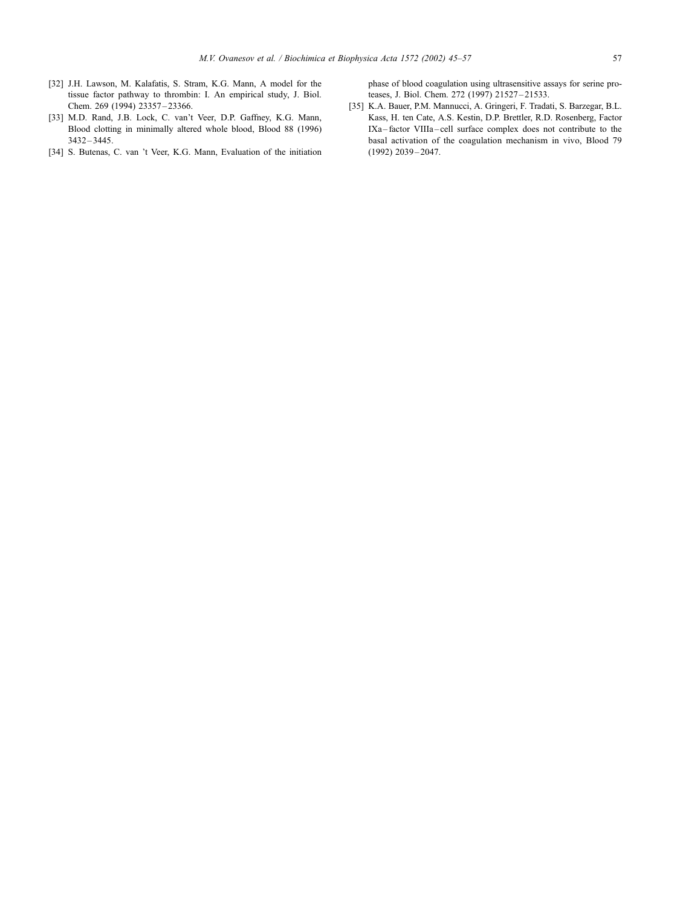[32] J.H. Lawson, M. Kalafatis, S. Stram, K.G. Mann, A model for the tissue factor pathway to thrombin: I. An empirical study, J. Biol. Chem. 269 (1994) 23357–23366.

[33] M.D. Rand, J.B. Lock, C. van't Veer, D.P. Gaffney, K.G. Mann, Blood clotting in minimally altered whole blood, Blood 88 (1996) 3432–3445.

[34] S. Butenas, C. van 't Veer, K.G. Mann, Evaluation of the initiation phase of blood coagulation using ultrasensitive assays for serine proteases, J. Biol. Chem. 272 (1997) 21527–21533.

[35] K.A. Bauer, P.M. Mannucci, A. Gringeri, F. Tradati, S. Barzegar, B.L. Kass, H. ten Cate, A.S. Kestin, D.P. Brettler, R.D. Rosenberg, Factor IXa–factor VIIIa–cell surface complex does not contribute to the basal activation of the coagulation mechanism in vivo, Blood 79 (1992) 2039–2047.